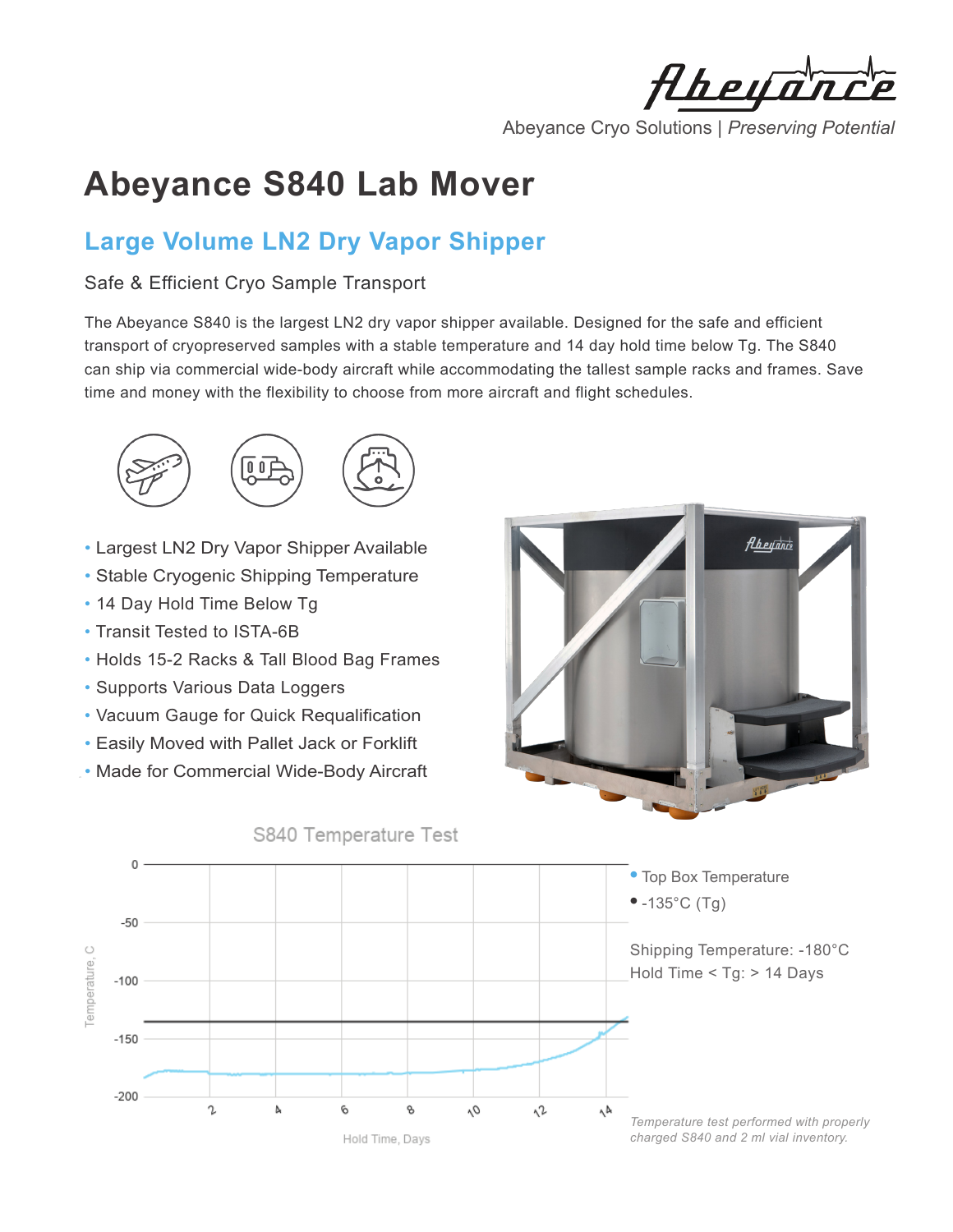Abeyance Cryo Solutions | *Preserving Potential*

# Abeyance S840 Lab Mover

## Large Volume LN2 Dry Vapor Shipper

Safe & Efficient Cryo Sample Transport

The Abeyance S840 is the largest LN2 dry vapor shipper available. Designed for the safe and efficient transport of cryopreserved samples with a stable temperature and 14 day hold time below Tg. The S840 can ship via commercial wide-body aircraft while accommodating the tallest sample racks and frames. Save time and money with the flexibility to choose from more aircraft and flight schedules.

- Largest LN2 Dry Vapor Shipper Available
- Stable Cryogenic Shipping Temperature
- 14 Day Hold Time Below Tg
- Transit Tested to ISTA-6B
- Holds 15-2 Racks & Tall Blood Bag Frames
- Supports Various Data Loggers
- Vacuum Gauge for Quick Requalification
- Easily Moved with Pallet Jack or Forklift
- Made for Commercial Wide-Body Aircraft

S840 Temperature Test

- Top Box Temperature
- -135°C (Tg)

Shipping Temperature: -180°C
Hold Time < Tg: > 14 Days

*Temperature test performed with properly charged S840 and 2 ml vial inventory.*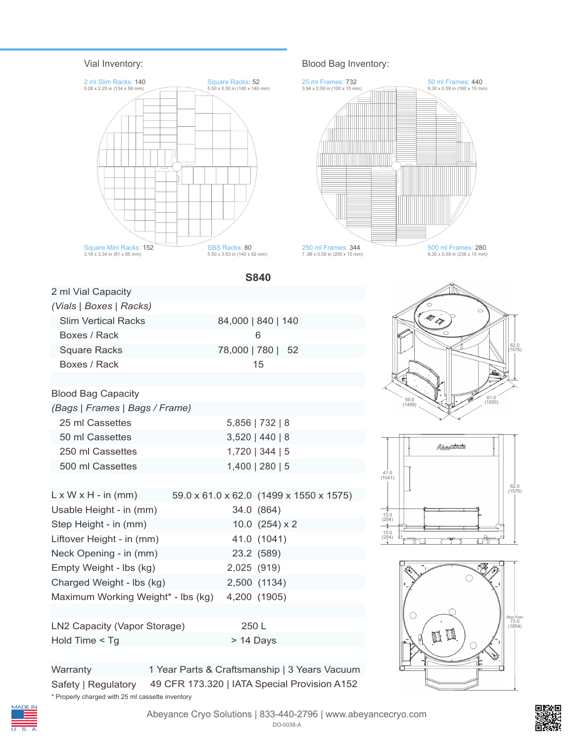## Vial Inventory:

2 ml Slim Racks: 140
5.28 x 2.25 in (134 x 58 mm)

Square Racks: 52
5.50 x 5.50 in (140 x 140 mm)

Square Mini Racks: 152
3.18 x 3.34 in (81 x 85 mm)

SBS Racks: 80
5.50 x 3.63 in (140 x 92 mm)

## Blood Bag Inventory:

25 ml Frames: 732
3.94 x 0.59 in (100 x 15 mm)

50 ml Frames: 440
6.30 x 0.59 in (160 x 15 mm)

250 ml Frames: 344
7..88 x 0.59 in (200 x 15 mm)

500 ml Frames: 280
9.30 x 0.59 in (236 x 15 mm)

## S840

| | |
|---|---|
| 2 ml Vial Capacity | |
| *(Vials \| Boxes \| Racks)* | |
| Slim Vertical Racks | 84,000 \| 840 \| 140 |
| Boxes / Rack | 6 |
| Square Racks | 78,000 \| 780 \| 52 |
| Boxes / Rack | 15 |
| | |
| Blood Bag Capacity | |
| *(Bags \| Frames \| Bags / Frame)* | |
| 25 ml Cassettes | 5,856 \| 732 \| 8 |
| 50 ml Cassettes | 3,520 \| 440 \| 8 |
| 250 ml Cassettes | 1,720 \| 344 \| 5 |
| 500 ml Cassettes | 1,400 \| 280 \| 5 |
| | |
| L x W x H - in (mm) | 59.0 x 61.0 x 62.0 (1499 x 1550 x 1575) |
| Usable Height - in (mm) | 34.0 (864) |
| Step Height - in (mm) | 10.0 (254) x 2 |
| Liftover Height - in (mm) | 41.0 (1041) |
| Neck Opening - in (mm) | 23.2 (589) |
| Empty Weight - lbs (kg) | 2,025 (919) |
| Charged Weight - lbs (kg) | 2,500 (1134) |
| Maximum Working Weight* - lbs (kg) | 4,200 (1905) |
| | |
| LN2 Capacity (Vapor Storage) | 250 L |
| Hold Time < Tg | > 14 Days |
| | |
| Warranty | 1 Year Parts & Craftsmanship \| 3 Years Vacuum |
| Safety \| Regulatory | 49 CFR 173.320 \| IATA Special Provision A152 |

* Properly charged with 25 ml cassette inventory

62.0
(1575)
59.0
(1499)
61.0
(1550)

41.0
(1041)
62.0
(1575)
10.0
(254)
10.0
(254)

Steps Down
73.0
(1854)

MADE IN U. S. A.

Abeyance Cryo Solutions | 833-440-2796 | www.abeyancecryo.com

DO-0038-A